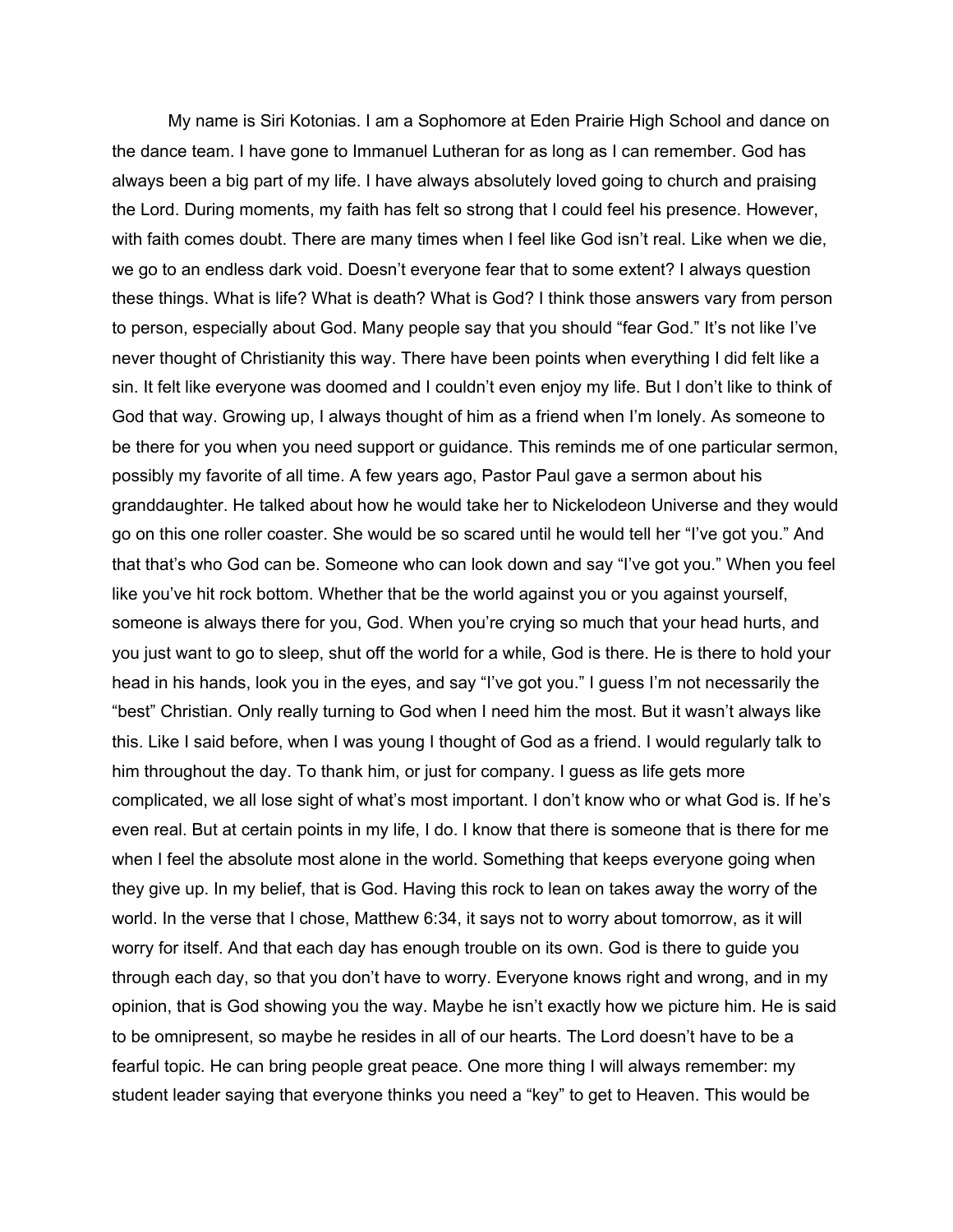My name is Siri Kotonias. I am a Sophomore at Eden Prairie High School and dance on the dance team. I have gone to Immanuel Lutheran for as long as I can remember. God has always been a big part of my life. I have always absolutely loved going to church and praising the Lord. During moments, my faith has felt so strong that I could feel his presence. However, with faith comes doubt. There are many times when I feel like God isn't real. Like when we die, we go to an endless dark void. Doesn't everyone fear that to some extent? I always question these things. What is life? What is death? What is God? I think those answers vary from person to person, especially about God. Many people say that you should "fear God." It's not like I've never thought of Christianity this way. There have been points when everything I did felt like a sin. It felt like everyone was doomed and I couldn't even enjoy my life. But I don't like to think of God that way. Growing up, I always thought of him as a friend when I'm lonely. As someone to be there for you when you need support or guidance. This reminds me of one particular sermon, possibly my favorite of all time. A few years ago, Pastor Paul gave a sermon about his granddaughter. He talked about how he would take her to Nickelodeon Universe and they would go on this one roller coaster. She would be so scared until he would tell her "I've got you." And that that's who God can be. Someone who can look down and say "I've got you." When you feel like you've hit rock bottom. Whether that be the world against you or you against yourself, someone is always there for you, God. When you're crying so much that your head hurts, and you just want to go to sleep, shut off the world for a while, God is there. He is there to hold your head in his hands, look you in the eyes, and say "I've got you." I guess I'm not necessarily the "best" Christian. Only really turning to God when I need him the most. But it wasn't always like this. Like I said before, when I was young I thought of God as a friend. I would regularly talk to him throughout the day. To thank him, or just for company. I guess as life gets more complicated, we all lose sight of what's most important. I don't know who or what God is. If he's even real. But at certain points in my life, I do. I know that there is someone that is there for me when I feel the absolute most alone in the world. Something that keeps everyone going when they give up. In my belief, that is God. Having this rock to lean on takes away the worry of the world. In the verse that I chose, Matthew 6:34, it says not to worry about tomorrow, as it will worry for itself. And that each day has enough trouble on its own. God is there to guide you through each day, so that you don't have to worry. Everyone knows right and wrong, and in my opinion, that is God showing you the way. Maybe he isn't exactly how we picture him. He is said to be omnipresent, so maybe he resides in all of our hearts. The Lord doesn't have to be a fearful topic. He can bring people great peace. One more thing I will always remember: my student leader saying that everyone thinks you need a "key" to get to Heaven. This would be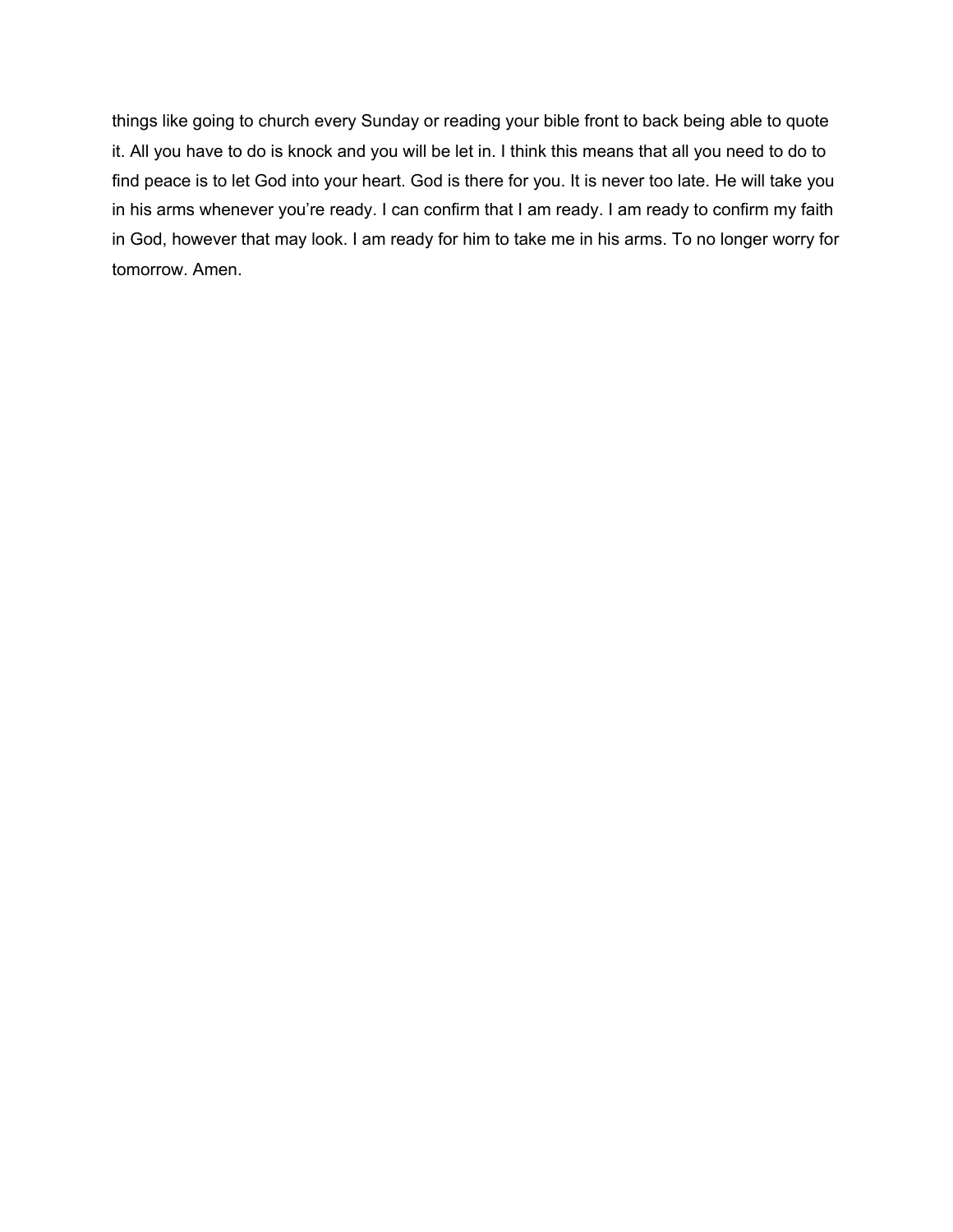things like going to church every Sunday or reading your bible front to back being able to quote it. All you have to do is knock and you will be let in. I think this means that all you need to do to find peace is to let God into your heart. God is there for you. It is never too late. He will take you in his arms whenever you're ready. I can confirm that I am ready. I am ready to confirm my faith in God, however that may look. I am ready for him to take me in his arms. To no longer worry for tomorrow. Amen.